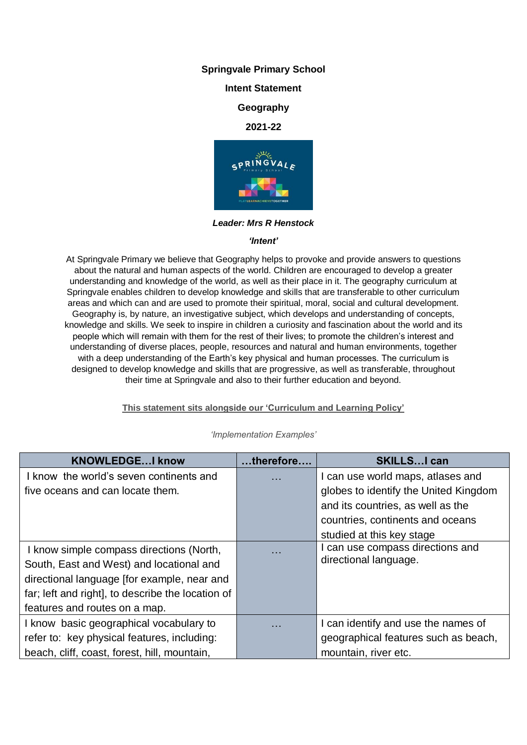**Springvale Primary School**

**Intent Statement**

**Geography**

**2021-22**

***Leader: Mrs R Henstock***

***'Intent'***

At Springvale Primary we believe that Geography helps to provoke and provide answers to questions about the natural and human aspects of the world. Children are encouraged to develop a greater understanding and knowledge of the world, as well as their place in it. The geography curriculum at Springvale enables children to develop knowledge and skills that are transferable to other curriculum areas and which can and are used to promote their spiritual, moral, social and cultural development. Geography is, by nature, an investigative subject, which develops and understanding of concepts, knowledge and skills. We seek to inspire in children a curiosity and fascination about the world and its people which will remain with them for the rest of their lives; to promote the children's interest and understanding of diverse places, people, resources and natural and human environments, together with a deep understanding of the Earth's key physical and human processes. The curriculum is designed to develop knowledge and skills that are progressive, as well as transferable, throughout their time at Springvale and also to their further education and beyond.

**This statement sits alongside our 'Curriculum and Learning Policy'**

*'Implementation Examples'*

| KNOWLEDGE…I know | …therefore…. | SKILLS…I can |
|---|---|---|
| I know the world's seven continents and five oceans and can locate them. | … | I can use world maps, atlases and globes to identify the United Kingdom and its countries, as well as the countries, continents and oceans studied at this key stage |
| I know simple compass directions (North, South, East and West) and locational and directional language [for example, near and far; left and right], to describe the location of features and routes on a map. | … | I can use compass directions and directional language. |
| I know basic geographical vocabulary to refer to: key physical features, including: beach, cliff, coast, forest, hill, mountain, | … | I can identify and use the names of geographical features such as beach, mountain, river etc. |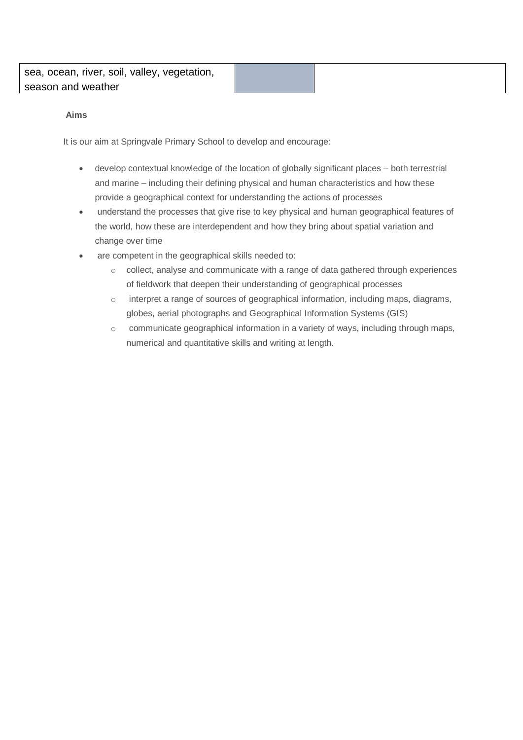| | | |
|---|---|---|
| sea, ocean, river, soil, valley, vegetation, season and weather | | |

**Aims**

It is our aim at Springvale Primary School to develop and encourage:

- develop contextual knowledge of the location of globally significant places – both terrestrial and marine – including their defining physical and human characteristics and how these provide a geographical context for understanding the actions of processes
- understand the processes that give rise to key physical and human geographical features of the world, how these are interdependent and how they bring about spatial variation and change over time
- are competent in the geographical skills needed to:
  - collect, analyse and communicate with a range of data gathered through experiences of fieldwork that deepen their understanding of geographical processes
  - interpret a range of sources of geographical information, including maps, diagrams, globes, aerial photographs and Geographical Information Systems (GIS)
  - communicate geographical information in a variety of ways, including through maps, numerical and quantitative skills and writing at length.